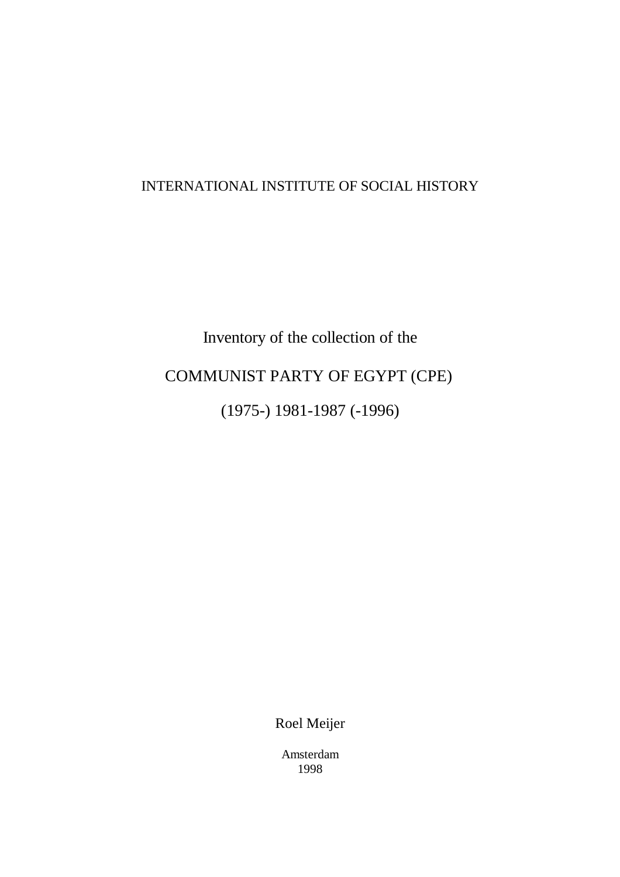INTERNATIONAL INSTITUTE OF SOCIAL HISTORY

# Inventory of the collection of the

# COMMUNIST PARTY OF EGYPT (CPE)

# (1975-) 1981-1987 (-1996)

Roel Meijer

Amsterdam
1998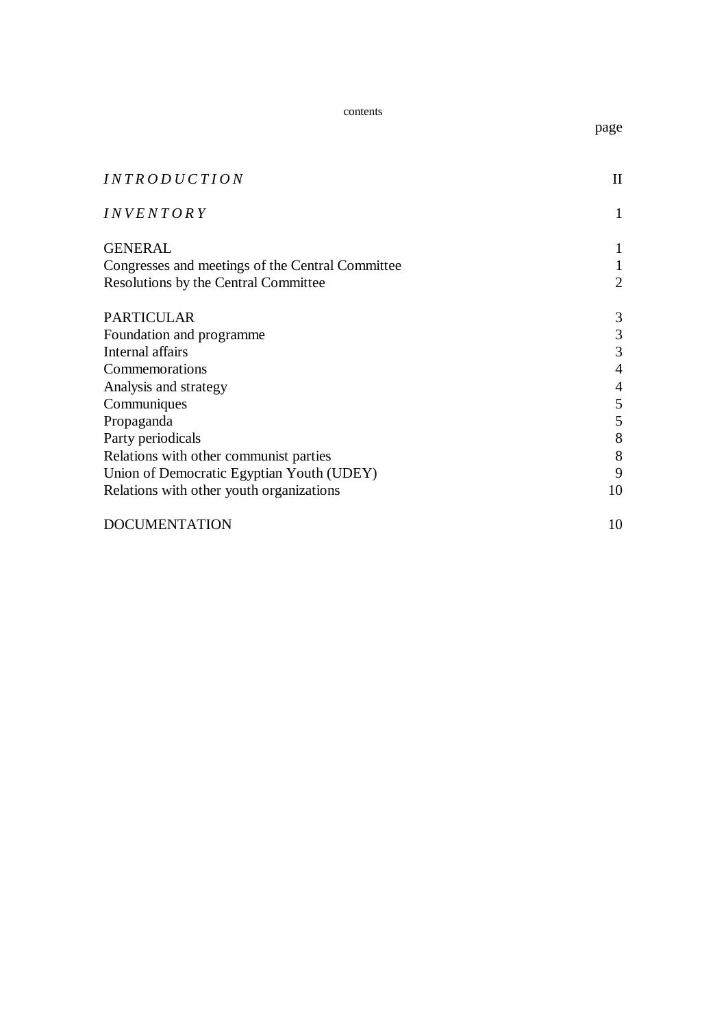contents

| | page |
|---|---|
| *INTRODUCTION* | II |
| *INVENTORY* | 1 |
| GENERAL | 1 |
| Congresses and meetings of the Central Committee | 1 |
| Resolutions by the Central Committee | 2 |
| PARTICULAR | 3 |
| Foundation and programme | 3 |
| Internal affairs | 3 |
| Commemorations | 4 |
| Analysis and strategy | 4 |
| Communiques | 5 |
| Propaganda | 5 |
| Party periodicals | 8 |
| Relations with other communist parties | 8 |
| Union of Democratic Egyptian Youth (UDEY) | 9 |
| Relations with other youth organizations | 10 |
| DOCUMENTATION | 10 |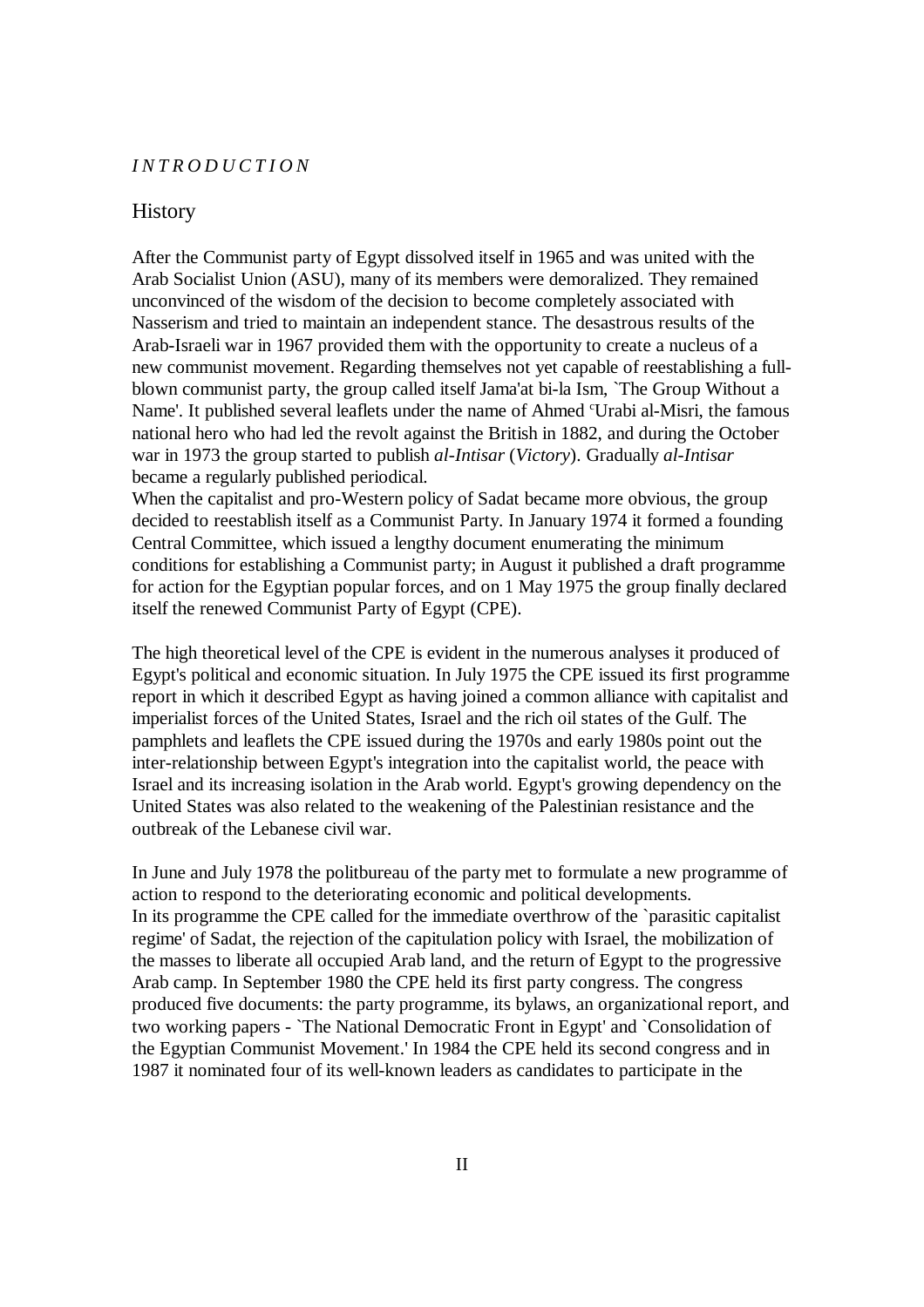*I N T R O D U C T I O N*

## History

After the Communist party of Egypt dissolved itself in 1965 and was united with the Arab Socialist Union (ASU), many of its members were demoralized. They remained unconvinced of the wisdom of the decision to become completely associated with Nasserism and tried to maintain an independent stance. The desastrous results of the Arab-Israeli war in 1967 provided them with the opportunity to create a nucleus of a new communist movement. Regarding themselves not yet capable of reestablishing a full-blown communist party, the group called itself Jama'at bi-la Ism, `The Group Without a Name'. It published several leaflets under the name of Ahmed ʿUrabi al-Misri, the famous national hero who had led the revolt against the British in 1882, and during the October war in 1973 the group started to publish *al-Intisar* (*Victory*). Gradually *al-Intisar* became a regularly published periodical.
When the capitalist and pro-Western policy of Sadat became more obvious, the group decided to reestablish itself as a Communist Party. In January 1974 it formed a founding Central Committee, which issued a lengthy document enumerating the minimum conditions for establishing a Communist party; in August it published a draft programme for action for the Egyptian popular forces, and on 1 May 1975 the group finally declared itself the renewed Communist Party of Egypt (CPE).

The high theoretical level of the CPE is evident in the numerous analyses it produced of Egypt's political and economic situation. In July 1975 the CPE issued its first programme report in which it described Egypt as having joined a common alliance with capitalist and imperialist forces of the United States, Israel and the rich oil states of the Gulf. The pamphlets and leaflets the CPE issued during the 1970s and early 1980s point out the inter-relationship between Egypt's integration into the capitalist world, the peace with Israel and its increasing isolation in the Arab world. Egypt's growing dependency on the United States was also related to the weakening of the Palestinian resistance and the outbreak of the Lebanese civil war.

In June and July 1978 the politbureau of the party met to formulate a new programme of action to respond to the deteriorating economic and political developments.
In its programme the CPE called for the immediate overthrow of the `parasitic capitalist regime' of Sadat, the rejection of the capitulation policy with Israel, the mobilization of the masses to liberate all occupied Arab land, and the return of Egypt to the progressive Arab camp. In September 1980 the CPE held its first party congress. The congress produced five documents: the party programme, its bylaws, an organizational report, and two working papers - `The National Democratic Front in Egypt' and `Consolidation of the Egyptian Communist Movement.' In 1984 the CPE held its second congress and in 1987 it nominated four of its well-known leaders as candidates to participate in the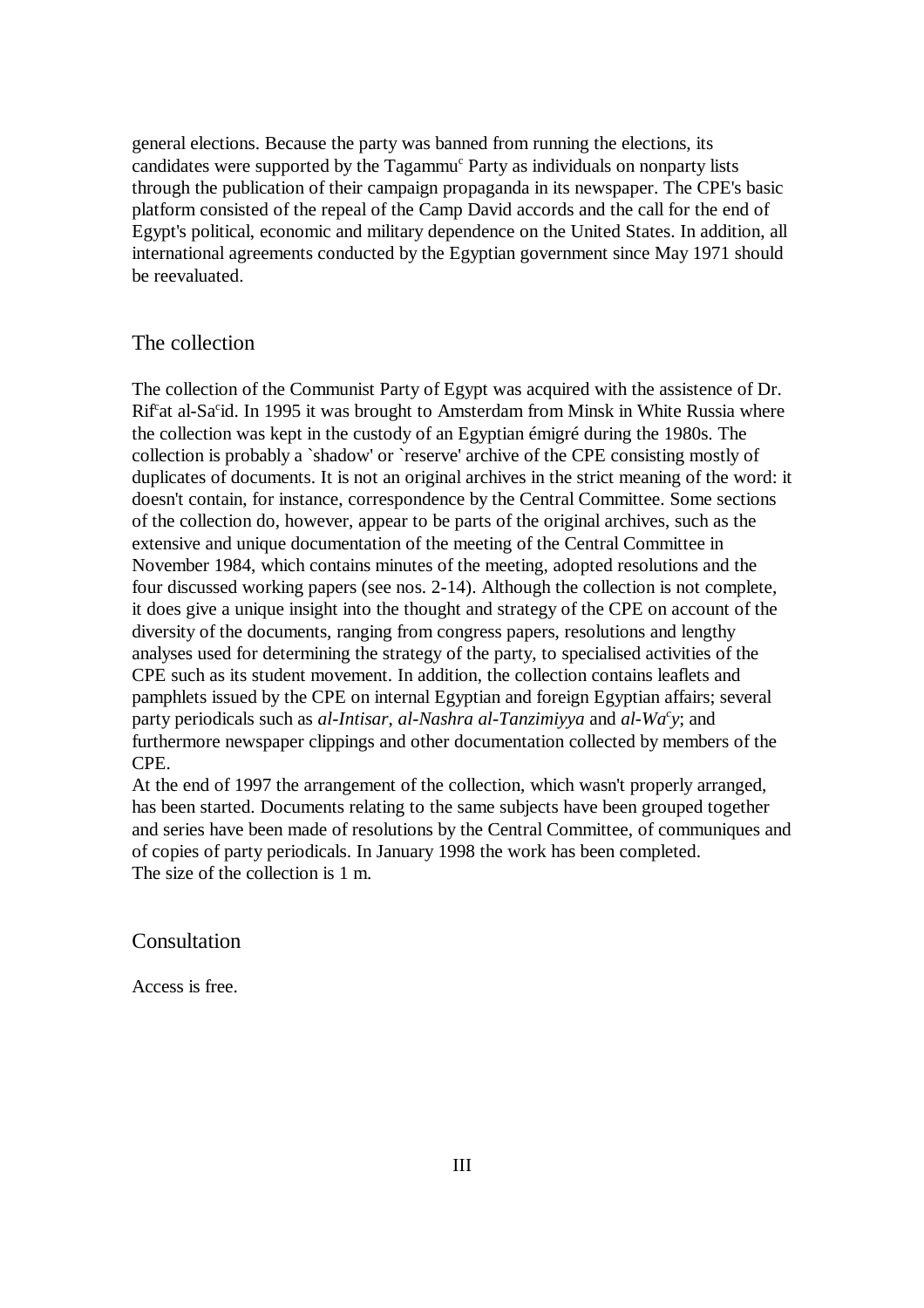general elections. Because the party was banned from running the elections, its candidates were supported by the Tagammu[c] Party as individuals on nonparty lists through the publication of their campaign propaganda in its newspaper. The CPE's basic platform consisted of the repeal of the Camp David accords and the call for the end of Egypt's political, economic and military dependence on the United States. In addition, all international agreements conducted by the Egyptian government since May 1971 should be reevaluated.

## The collection

The collection of the Communist Party of Egypt was acquired with the assistence of Dr. Rif[c]at al-Sa[c]id. In 1995 it was brought to Amsterdam from Minsk in White Russia where the collection was kept in the custody of an Egyptian émigré during the 1980s. The collection is probably a `shadow' or `reserve' archive of the CPE consisting mostly of duplicates of documents. It is not an original archives in the strict meaning of the word: it doesn't contain, for instance, correspondence by the Central Committee. Some sections of the collection do, however, appear to be parts of the original archives, such as the extensive and unique documentation of the meeting of the Central Committee in November 1984, which contains minutes of the meeting, adopted resolutions and the four discussed working papers (see nos. 2-14). Although the collection is not complete, it does give a unique insight into the thought and strategy of the CPE on account of the diversity of the documents, ranging from congress papers, resolutions and lengthy analyses used for determining the strategy of the party, to specialised activities of the CPE such as its student movement. In addition, the collection contains leaflets and pamphlets issued by the CPE on internal Egyptian and foreign Egyptian affairs; several party periodicals such as *al-Intisar*, *al-Nashra al-Tanzimiyya* and *al-Wa[c]y*; and furthermore newspaper clippings and other documentation collected by members of the CPE.

At the end of 1997 the arrangement of the collection, which wasn't properly arranged, has been started. Documents relating to the same subjects have been grouped together and series have been made of resolutions by the Central Committee, of communiques and of copies of party periodicals. In January 1998 the work has been completed.
The size of the collection is 1 m.

## Consultation

Access is free.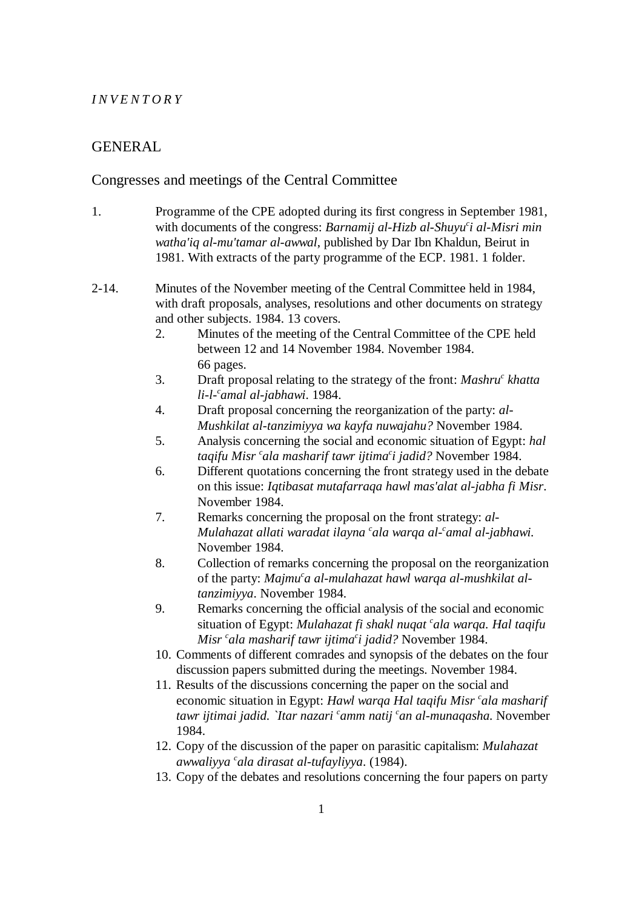*I N V E N T O R Y*

# GENERAL

## Congresses and meetings of the Central Committee

1. Programme of the CPE adopted during its first congress in September 1981, with documents of the congress: *Barnamij al-Hizb al-Shuyu^c^i al-Misri min watha'iq al-mu'tamar al-awwal*, published by Dar Ibn Khaldun, Beirut in 1981. With extracts of the party programme of the ECP. 1981. 1 folder.

2-14. Minutes of the November meeting of the Central Committee held in 1984, with draft proposals, analyses, resolutions and other documents on strategy and other subjects. 1984. 13 covers.

   2. Minutes of the meeting of the Central Committee of the CPE held between 12 and 14 November 1984. November 1984. 66 pages.
   3. Draft proposal relating to the strategy of the front: *Mashru^c^ khatta li-l-^c^amal al-jabhawi*. 1984.
   4. Draft proposal concerning the reorganization of the party: *al-Mushkilat al-tanzimiyya wa kayfa nuwajahu?* November 1984.
   5. Analysis concerning the social and economic situation of Egypt: *hal taqifu Misr ^c^ala masharif tawr ijtima^c^i jadid?* November 1984.
   6. Different quotations concerning the front strategy used in the debate on this issue: *Iqtibasat mutafarraqa hawl mas'alat al-jabha fi Misr*. November 1984.
   7. Remarks concerning the proposal on the front strategy: *al-Mulahazat allati waradat ilayna ^c^ala warqa al-^c^amal al-jabhawi.* November 1984.
   8. Collection of remarks concerning the proposal on the reorganization of the party: *Majmu^c^a al-mulahazat hawl warqa al-mushkilat al-tanzimiyya*. November 1984.
   9. Remarks concerning the official analysis of the social and economic situation of Egypt: *Mulahazat fi shakl nuqat ^c^ala warqa. Hal taqifu Misr ^c^ala masharif tawr ijtima^c^i jadid?* November 1984.
   10. Comments of different comrades and synopsis of the debates on the four discussion papers submitted during the meetings. November 1984.
   11. Results of the discussions concerning the paper on the social and economic situation in Egypt: *Hawl warqa Hal taqifu Misr ^c^ala masharif tawr ijtimai jadid. `Itar nazari ^c^amm natij ^c^an al-munaqasha*. November 1984.
   12. Copy of the discussion of the paper on parasitic capitalism: *Mulahazat awwaliyya ^c^ala dirasat al-tufayliyya*. (1984).
   13. Copy of the debates and resolutions concerning the four papers on party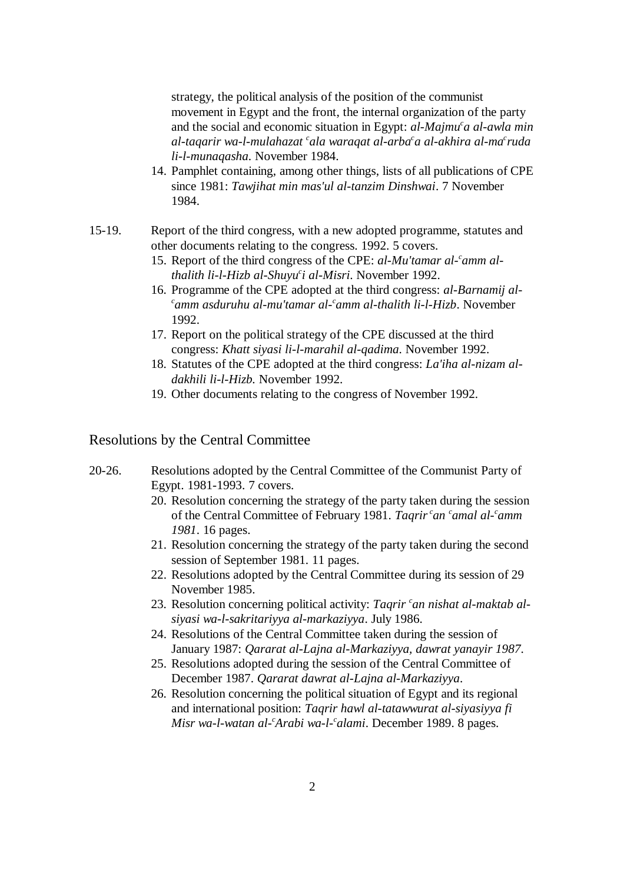strategy, the political analysis of the position of the communist movement in Egypt and the front, the internal organization of the party and the social and economic situation in Egypt: *al-Majmuᶜa al-awla min al-taqarir wa-l-mulahazat ᶜala waraqat al-arbaᶜa al-akhira al-maᶜruda li-l-munaqasha*. November 1984.

14. Pamphlet containing, among other things, lists of all publications of CPE since 1981: *Tawjihat min mas'ul al-tanzim Dinshwai*. 7 November 1984.

15-19. Report of the third congress, with a new adopted programme, statutes and other documents relating to the congress. 1992. 5 covers.

15. Report of the third congress of the CPE: *al-Mu'tamar al-ᶜamm al-thalith li-l-Hizb al-Shuyuᶜi al-Misri*. November 1992.
16. Programme of the CPE adopted at the third congress: *al-Barnamij al-ᶜamm asduruhu al-mu'tamar al-ᶜamm al-thalith li-l-Hizb*. November 1992.
17. Report on the political strategy of the CPE discussed at the third congress: *Khatt siyasi li-l-marahil al-qadima*. November 1992.
18. Statutes of the CPE adopted at the third congress: *La'iha al-nizam al-dakhili li-l-Hizb*. November 1992.
19. Other documents relating to the congress of November 1992.

## Resolutions by the Central Committee

20-26. Resolutions adopted by the Central Committee of the Communist Party of Egypt. 1981-1993. 7 covers.

20. Resolution concerning the strategy of the party taken during the session of the Central Committee of February 1981. *Taqrir ᶜan ᶜamal al-ᶜamm 1981*. 16 pages.
21. Resolution concerning the strategy of the party taken during the second session of September 1981. 11 pages.
22. Resolutions adopted by the Central Committee during its session of 29 November 1985.
23. Resolution concerning political activity: *Taqrir ᶜan nishat al-maktab al-siyasi wa-l-sakritariyya al-markaziyya*. July 1986.
24. Resolutions of the Central Committee taken during the session of January 1987: *Qararat al-Lajna al-Markaziyya, dawrat yanayir 1987*.
25. Resolutions adopted during the session of the Central Committee of December 1987. *Qararat dawrat al-Lajna al-Markaziyya*.
26. Resolution concerning the political situation of Egypt and its regional and international position: *Taqrir hawl al-tatawwurat al-siyasiyya fi Misr wa-l-watan al-ᶜArabi wa-l-ᶜalami*. December 1989. 8 pages.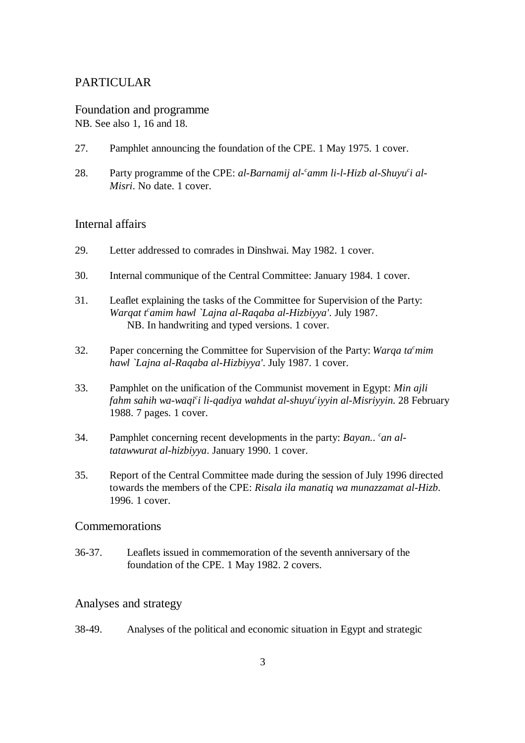## PARTICULAR

### Foundation and programme

NB. See also 1, 16 and 18.

27. Pamphlet announouncing the foundation of the CPE. 1 May 1975. 1 cover.

28. Party programme of the CPE: *al-Barnamij al-$^{c}$amm li-l-Hizb al-Shuyu$^{c}$i al-Misri*. No date. 1 cover.

### Internal affairs

29. Letter addressed to comrades in Dinshwai. May 1982. 1 cover.

30. Internal communique of the Central Committee: January 1984. 1 cover.

31. Leaflet explaining the tasks of the Committee for Supervision of the Party: *Warqat t$^{c}$amim hawl `Lajna al-Raqaba al-Hizbiyya'*. July 1987.
    NB. In handwriting and typed versions. 1 cover.

32. Paper concerning the Committee for Supervision of the Party: *Warqa ta$^{c}$mim hawl `Lajna al-Raqaba al-Hizbiyya'*. July 1987. 1 cover.

33. Pamphlet on the unification of the Communist movement in Egypt: *Min ajli fahm sahih wa-waqi$^{c}$i li-qadiya wahdat al-shuyu$^{c}$iyyin al-Misriyyin*. 28 February 1988. 7 pages. 1 cover.

34. Pamphlet concerning recent developments in the party: *Bayan.. $^{c}$an al-tatawwurat al-hizbiyya*. January 1990. 1 cover.

35. Report of the Central Committee made during the session of July 1996 directed towards the members of the CPE: *Risala ila manatiq wa munazzamat al-Hizb*. 1996. 1 cover.

### Commemorations

36-37. Leaflets issued in commemoration of the seventh anniversary of the foundation of the CPE. 1 May 1982. 2 covers.

### Analyses and strategy

38-49. Analyses of the political and economic situation in Egypt and strategic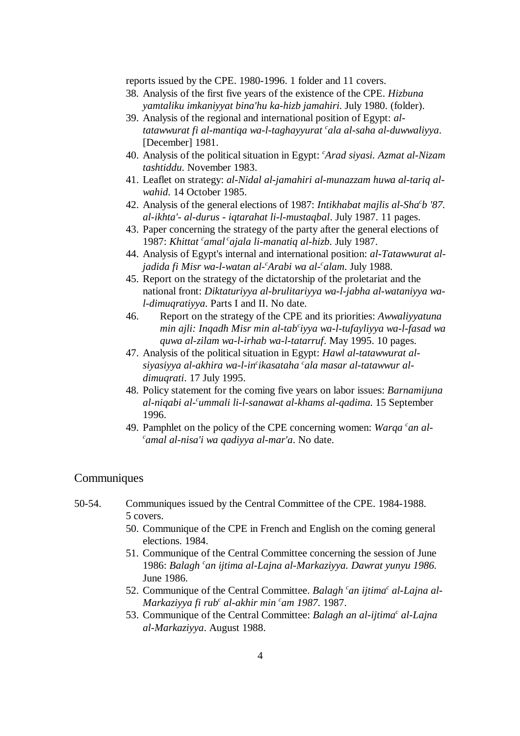reports issued by the CPE. 1980-1996. 1 folder and 11 covers.

38. Analysis of the first five years of the existence of the CPE. *Hizbuna yamtaliku imkaniyyat bina'hu ka-hizb jamahiri*. July 1980. (folder).
39. Analysis of the regional and international position of Egypt: *al-tatawwurat fi al-mantiqa wa-l-taghayyurat $^{c}$ala al-saha al-duwwaliyya*. [December] 1981.
40. Analysis of the political situation in Egypt: *$^{c}$Arad siyasi. Azmat al-Nizam tashtiddu*. November 1983.
41. Leaflet on strategy: *al-Nidal al-jamahiri al-munazzam huwa al-tariq al-wahid*. 14 October 1985.
42. Analysis of the general elections of 1987: *Intikhabat majlis al-Sha$^{c}$b '87. al-ikhta'- al-durus - iqtarahat li-l-mustaqbal*. July 1987. 11 pages.
43. Paper concerning the strategy of the party after the general elections of 1987: *Khittat $^{c}$amal $^{c}$ajala li-manatiq al-hizb*. July 1987.
44. Analysis of Egypt's internal and international position: *al-Tatawwurat al-jadida fi Misr wa-l-watan al-$^{c}$Arabi wa al-$^{c}$alam*. July 1988.
45. Report on the strategy of the dictatorship of the proletariat and the national front: *Diktaturiyya al-brulitariyya wa-l-jabha al-wataniyya wa-l-dimuqratiyya*. Parts I and II. No date.
46. Report on the strategy of the CPE and its priorities: *Awwaliyyatuna min ajli: Inqadh Misr min al-tab$^{c}$iyya wa-l-tufayliyya wa-l-fasad wa quwa al-zilam wa-l-irhab wa-l-tatarruf*. May 1995. 10 pages.
47. Analysis of the political situation in Egypt: *Hawl al-tatawwurat al-siyasiyya al-akhira wa-l-in$^{c}$ikasataha $^{c}$ala masar al-tatawwur al-dimuqrati*. 17 July 1995.
48. Policy statement for the coming five years on labor issues: *Barnamijuna al-niqabi al-$^{c}$ummali li-l-sanawat al-khams al-qadima*. 15 September 1996.
49. Pamphlet on the policy of the CPE concerning women: *Warqa $^{c}$an al-$^{c}$amal al-nisa'i wa qadiyya al-mar'a*. No date.

## Communiques

50-54. Communiques issued by the Central Committee of the CPE. 1984-1988. 5 covers.

50. Communique of the CPE in French and English on the coming general elections. 1984.
51. Communique of the Central Committee concerning the session of June 1986: *Balagh $^{c}$an ijtima al-Lajna al-Markaziyya. Dawrat yunyu 1986*. June 1986.
52. Communique of the Central Committee. *Balagh $^{c}$an ijtima$^{c}$ al-Lajna al-Markaziyya fi rub$^{c}$ al-akhir min $^{c}$am 1987*. 1987.
53. Communique of the Central Committee: *Balagh an al-ijtima$^{c}$ al-Lajna al-Markaziyya*. August 1988.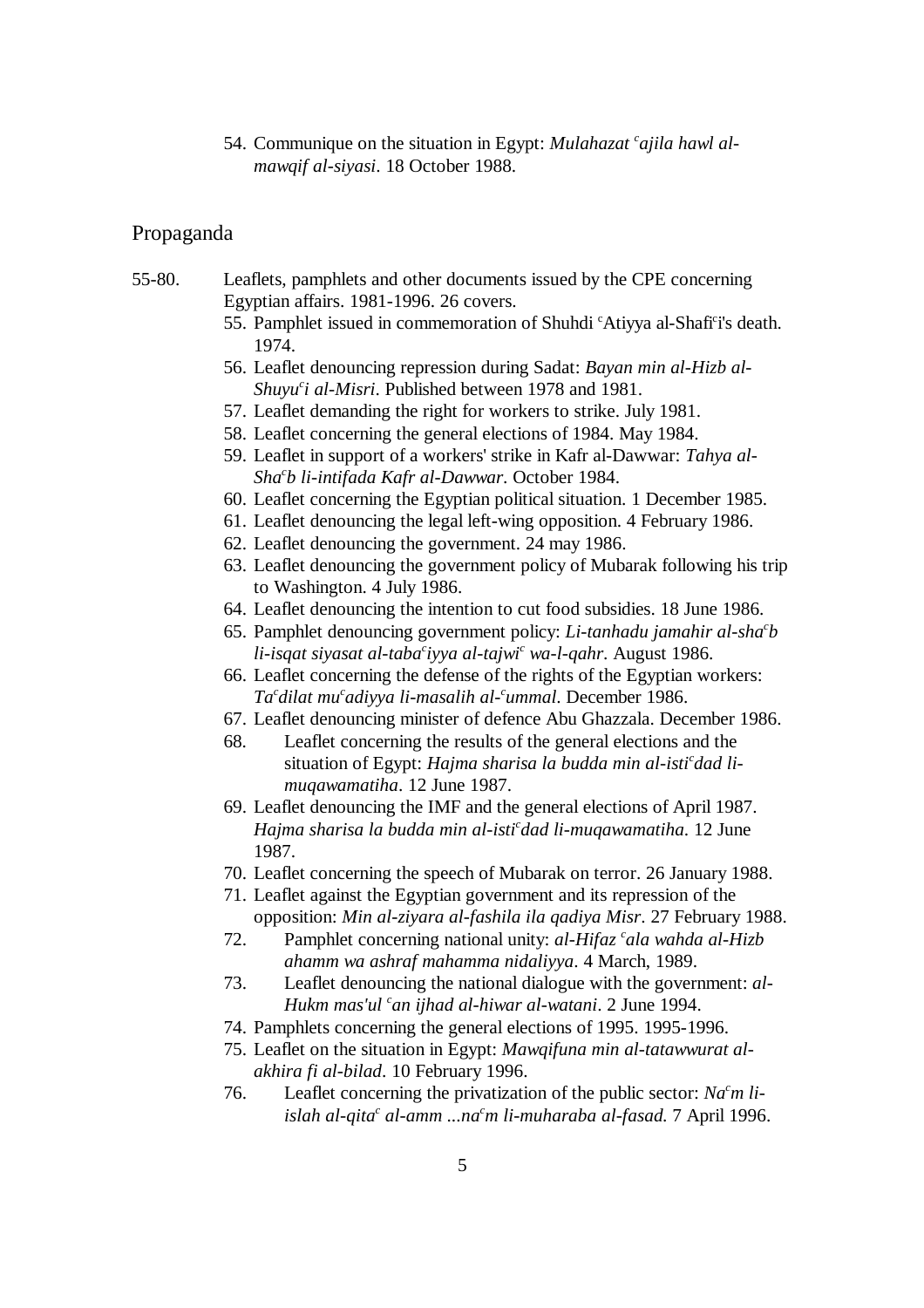54. Communique on the situation in Egypt: *Mulahazat ᶜajila hawl al-mawqif al-siyasi*. 18 October 1988.

## Propaganda

55-80. Leaflets, pamphlets and other documents issued by the CPE concerning Egyptian affairs. 1981-1996. 26 covers.

55. Pamphlet issued in commemoration of Shuhdi ᶜAtiyya al-Shafiᶜi's death. 1974.
56. Leaflet denouncing repression during Sadat: *Bayan min al-Hizb al-Shuyuᶜi al-Misri*. Published between 1978 and 1981.
57. Leaflet demanding the right for workers to strike. July 1981.
58. Leaflet concerning the general elections of 1984. May 1984.
59. Leaflet in support of a workers' strike in Kafr al-Dawwar: *Tahya al-Shaᶜb li-intifada Kafr al-Dawwar*. October 1984.
60. Leaflet concerning the Egyptian political situation. 1 December 1985.
61. Leaflet denouncing the legal left-wing opposition. 4 February 1986.
62. Leaflet denouncing the government. 24 may 1986.
63. Leaflet denouncing the government policy of Mubarak following his trip to Washington. 4 July 1986.
64. Leaflet denouncing the intention to cut food subsidies. 18 June 1986.
65. Pamphlet denouncing government policy: *Li-tanhadu jamahir al-shaᶜb li-isqat siyasat al-tabaᶜiyya al-tajwiᶜ wa-l-qahr*. August 1986.
66. Leaflet concerning the defense of the rights of the Egyptian workers: *Taᶜdilat muᶜadiyya li-masalih al-ᶜummal*. December 1986.
67. Leaflet denouncing minister of defence Abu Ghazzala. December 1986.
68. Leaflet concerning the results of the general elections and the situation of Egypt: *Hajma sharisa la budda min al-istiᶜdad li-muqawamatiha*. 12 June 1987.
69. Leaflet denouncing the IMF and the general elections of April 1987. *Hajma sharisa la budda min al-istiᶜdad li-muqawamatiha*. 12 June 1987.
70. Leaflet concerning the speech of Mubarak on terror. 26 January 1988.
71. Leaflet against the Egyptian government and its repression of the opposition: *Min al-ziyara al-fashila ila qadiya Misr*. 27 February 1988.
72. Pamphlet concerning national unity: *al-Hifaz ᶜala wahda al-Hizb ahamm wa ashraf mahamma nidaliyya*. 4 March, 1989.
73. Leaflet denouncing the national dialogue with the government: *al-Hukm mas'ul ᶜan ijhad al-hiwar al-watani*. 2 June 1994.
74. Pamphlets concerning the general elections of 1995. 1995-1996.
75. Leaflet on the situation in Egypt: *Mawqifuna min al-tatawwurat al-akhira fi al-bilad*. 10 February 1996.
76. Leaflet concerning the privatization of the public sector: *Naᶜm li-islah al-qitaᶜ al-amm ...naᶜm li-muharaba al-fasad*. 7 April 1996.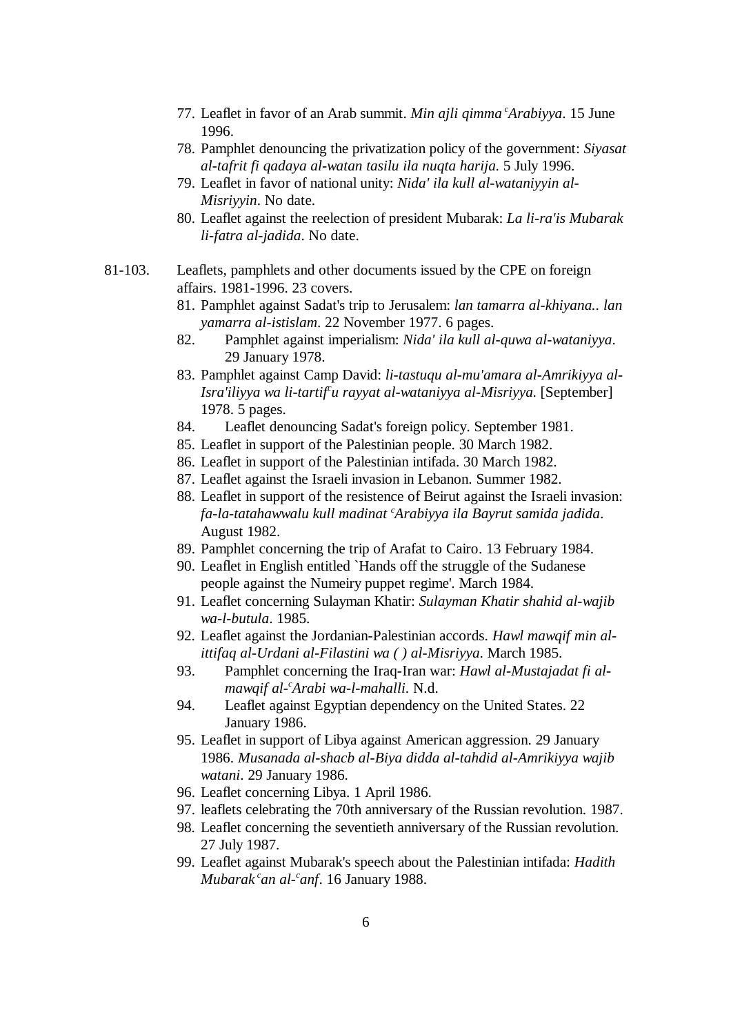77. Leaflet in favor of an Arab summit. *Min ajli qimma ᶜArabiyya*. 15 June 1996.
78. Pamphlet denouncing the privatization policy of the government: *Siyasat al-tafrit fi qadaya al-watan tasilu ila nuqta harija.* 5 July 1996.
79. Leaflet in favor of national unity: *Nida' ila kull al-wataniyyin al-Misriyyin*. No date.
80. Leaflet against the reelection of president Mubarak: *La li-ra'is Mubarak li-fatra al-jadida*. No date.

81-103. Leaflets, pamphlets and other documents issued by the CPE on foreign affairs. 1981-1996. 23 covers.

81. Pamphlet against Sadat's trip to Jerusalem: *lan tamarra al-khiyana.. lan yamarra al-istislam*. 22 November 1977. 6 pages.
82. Pamphlet against imperialism: *Nida' ila kull al-quwa al-wataniyya*. 29 January 1978.
83. Pamphlet against Camp David: *li-tastuqu al-mu'amara al-Amrikiyya al-Isra'iliyya wa li-tartifᶜu rayyat al-wataniyya al-Misriyya.* [September] 1978. 5 pages.
84. Leaflet denouncing Sadat's foreign policy. September 1981.
85. Leaflet in support of the Palestinian people. 30 March 1982.
86. Leaflet in support of the Palestinian intifada. 30 March 1982.
87. Leaflet against the Israeli invasion in Lebanon. Summer 1982.
88. Leaflet in support of the resistence of Beirut against the Israeli invasion: *fa-la-tatahawwalu kull madinat ᶜArabiyya ila Bayrut samida jadida*. August 1982.
89. Pamphlet concerning the trip of Arafat to Cairo. 13 February 1984.
90. Leaflet in English entitled `Hands off the struggle of the Sudanese people against the Numeiry puppet regime'. March 1984.
91. Leaflet concerning Sulayman Khatir: *Sulayman Khatir shahid al-wajib wa-l-butula*. 1985.
92. Leaflet against the Jordanian-Palestinian accords. *Hawl mawqif min al-ittifaq al-Urdani al-Filastini wa ( ) al-Misriyya*. March 1985.
93. Pamphlet concerning the Iraq-Iran war: *Hawl al-Mustajadat fi al-mawqif al-ᶜArabi wa-l-mahalli.* N.d.
94. Leaflet against Egyptian dependency on the United States. 22 January 1986.
95. Leaflet in support of Libya against American aggression. 29 January 1986. *Musanada al-shacb al-Biya didda al-tahdid al-Amrikiyya wajib watani*. 29 January 1986.
96. Leaflet concerning Libya. 1 April 1986.
97. leaflets celebrating the 70th anniversary of the Russian revolution. 1987.
98. Leaflet concerning the seventieth anniversary of the Russian revolution. 27 July 1987.
99. Leaflet against Mubarak's speech about the Palestinian intifada: *Hadith Mubarak ᶜan al-ᶜanf*. 16 January 1988.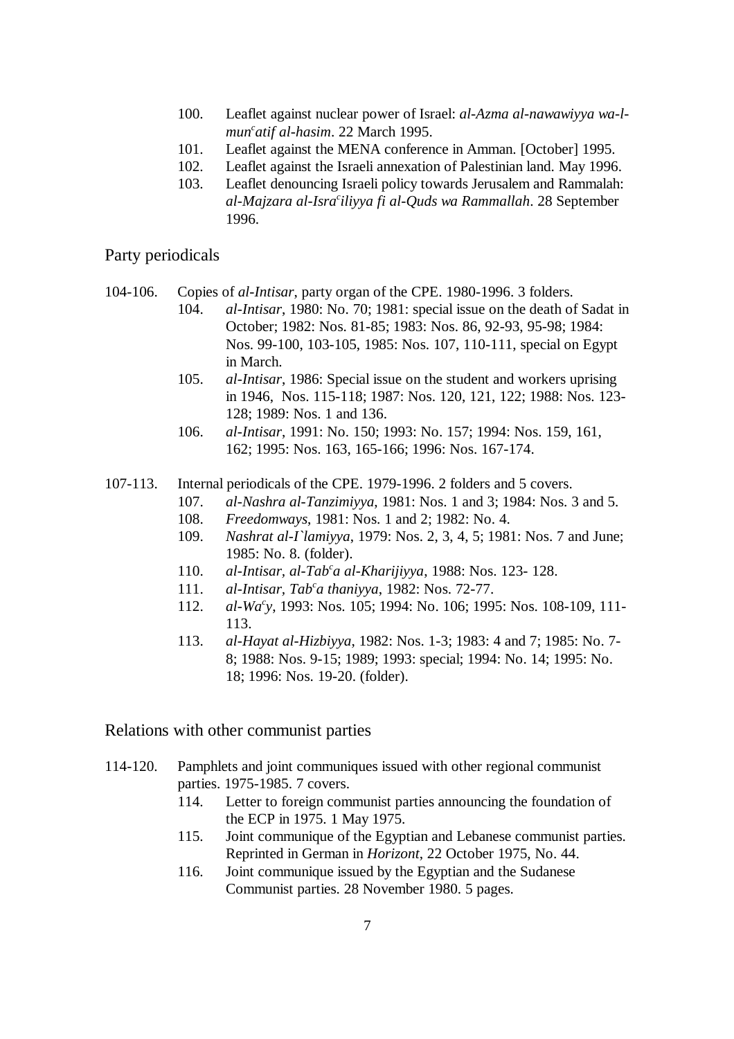100. Leaflet against nuclear power of Israel: *al-Azma al-nawawiyya wa-l-munᶜatif al-hasim*. 22 March 1995.
101. Leaflet against the MENA conference in Amman. [October] 1995.
102. Leaflet against the Israeli annexation of Palestinian land. May 1996.
103. Leaflet denouncing Israeli policy towards Jerusalem and Rammalah: *al-Majzara al-Israᶜiliyya fi al-Quds wa Rammallah*. 28 September 1996.

## Party periodicals

104-106. Copies of *al-Intisar*, party organ of the CPE. 1980-1996. 3 folders.

- 104. *al-Intisar*, 1980: No. 70; 1981: special issue on the death of Sadat in October; 1982: Nos. 81-85; 1983: Nos. 86, 92-93, 95-98; 1984: Nos. 99-100, 103-105, 1985: Nos. 107, 110-111, special on Egypt in March.
- 105. *al-Intisar*, 1986: Special issue on the student and workers uprising in 1946, Nos. 115-118; 1987: Nos. 120, 121, 122; 1988: Nos. 123-128; 1989: Nos. 1 and 136.
- 106. *al-Intisar*, 1991: No. 150; 1993: No. 157; 1994: Nos. 159, 161, 162; 1995: Nos. 163, 165-166; 1996: Nos. 167-174.

107-113. Internal periodicals of the CPE. 1979-1996. 2 folders and 5 covers.

- 107. *al-Nashra al-Tanzimiyya*, 1981: Nos. 1 and 3; 1984: Nos. 3 and 5.
- 108. *Freedomways*, 1981: Nos. 1 and 2; 1982: No. 4.
- 109. *Nashrat al-I`lamiyya*, 1979: Nos. 2, 3, 4, 5; 1981: Nos. 7 and June; 1985: No. 8. (folder).
- 110. *al-Intisar, al-Tabᶜa al-Kharijiyya*, 1988: Nos. 123- 128.
- 111. *al-Intisar, Tabᶜa thaniyya*, 1982: Nos. 72-77.
- 112. *al-Waᶜy*, 1993: Nos. 105; 1994: No. 106; 1995: Nos. 108-109, 111-113.
- 113. *al-Hayat al-Hizbiyya*, 1982: Nos. 1-3; 1983: 4 and 7; 1985: No. 7-8; 1988: Nos. 9-15; 1989; 1993: special; 1994: No. 14; 1995: No. 18; 1996: Nos. 19-20. (folder).

## Relations with other communist parties

114-120. Pamphlets and joint communiques issued with other regional communist parties. 1975-1985. 7 covers.

- 114. Letter to foreign communist parties announcing the foundation of the ECP in 1975. 1 May 1975.
- 115. Joint communique of the Egyptian and Lebanese communist parties. Reprinted in German in *Horizont*, 22 October 1975, No. 44.
- 116. Joint communique issued by the Egyptian and the Sudanese Communist parties. 28 November 1980. 5 pages.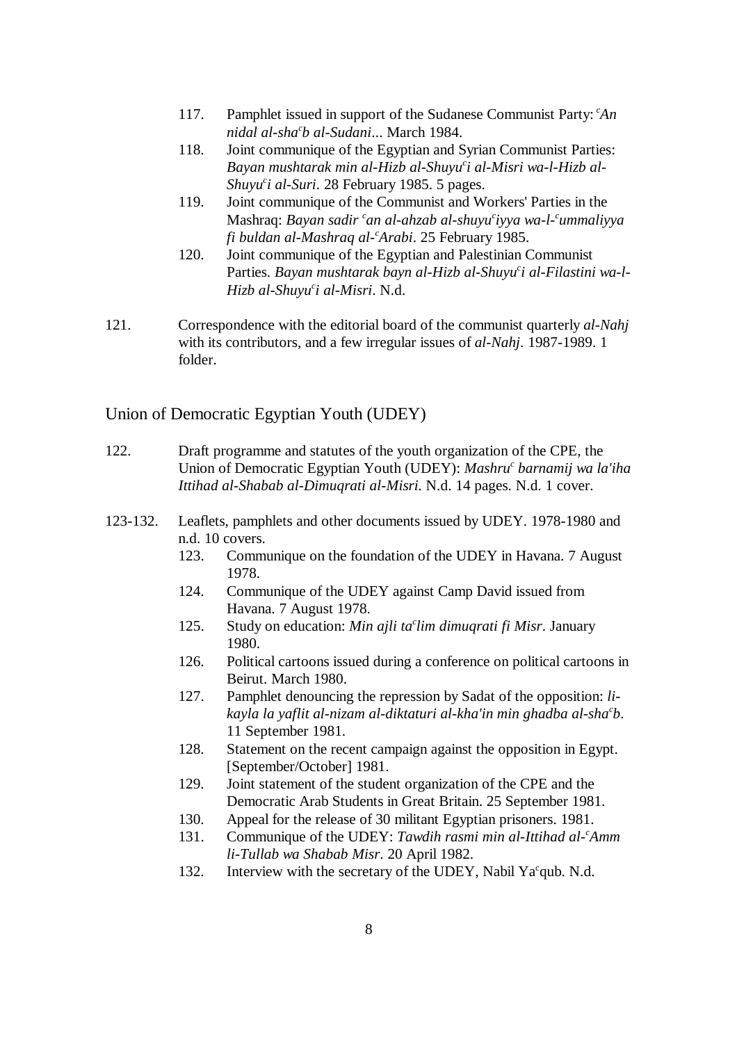117. Pamphlet issued in support of the Sudanese Communist Party: *ᶜAn nidal al-shaᶜb al-Sudani...* March 1984.
118. Joint communique of the Egyptian and Syrian Communist Parties: *Bayan mushtarak min al-Hizb al-Shuyuᶜi al-Misri wa-l-Hizb al-Shuyuᶜi al-Suri*. 28 February 1985. 5 pages.
119. Joint communique of the Communist and Workers' Parties in the Mashraq: *Bayan sadir ᶜan al-ahzab al-shuyuᶜiyya wa-l-ᶜummaliyya fi buldan al-Mashraq al-ᶜArabi*. 25 February 1985.
120. Joint communique of the Egyptian and Palestinian Communist Parties. *Bayan mushtarak bayn al-Hizb al-Shuyuᶜi al-Filastini wa-l-Hizb al-Shuyuᶜi al-Misri*. N.d.

121. Correspondence with the editorial board of the communist quarterly *al-Nahj* with its contributors, and a few irregular issues of *al-Nahj*. 1987-1989. 1 folder.

## Union of Democratic Egyptian Youth (UDEY)

122. Draft programme and statutes of the youth organization of the CPE, the Union of Democratic Egyptian Youth (UDEY): *Mashruᶜ barnamij wa la'iha Ittihad al-Shabab al-Dimuqrati al-Misri*. N.d. 14 pages. N.d. 1 cover.

123-132. Leaflets, pamphlets and other documents issued by UDEY. 1978-1980 and n.d. 10 covers.

123. Communique on the foundation of the UDEY in Havana. 7 August 1978.
124. Communique of the UDEY against Camp David issued from Havana. 7 August 1978.
125. Study on education: *Min ajli taᶜlim dimuqrati fi Misr*. January 1980.
126. Political cartoons issued during a conference on political cartoons in Beirut. March 1980.
127. Pamphlet denouncing the repression by Sadat of the opposition: *li-kayla la yaflit al-nizam al-diktaturi al-kha'in min ghadba al-shaᶜb*. 11 September 1981.
128. Statement on the recent campaign against the opposition in Egypt. [September/October] 1981.
129. Joint statement of the student organization of the CPE and the Democratic Arab Students in Great Britain. 25 September 1981.
130. Appeal for the release of 30 militant Egyptian prisoners. 1981.
131. Communique of the UDEY: *Tawdih rasmi min al-Ittihad al-ᶜAmm li-Tullab wa Shabab Misr*. 20 April 1982.
132. Interview with the secretary of the UDEY, Nabil Yaᶜqub. N.d.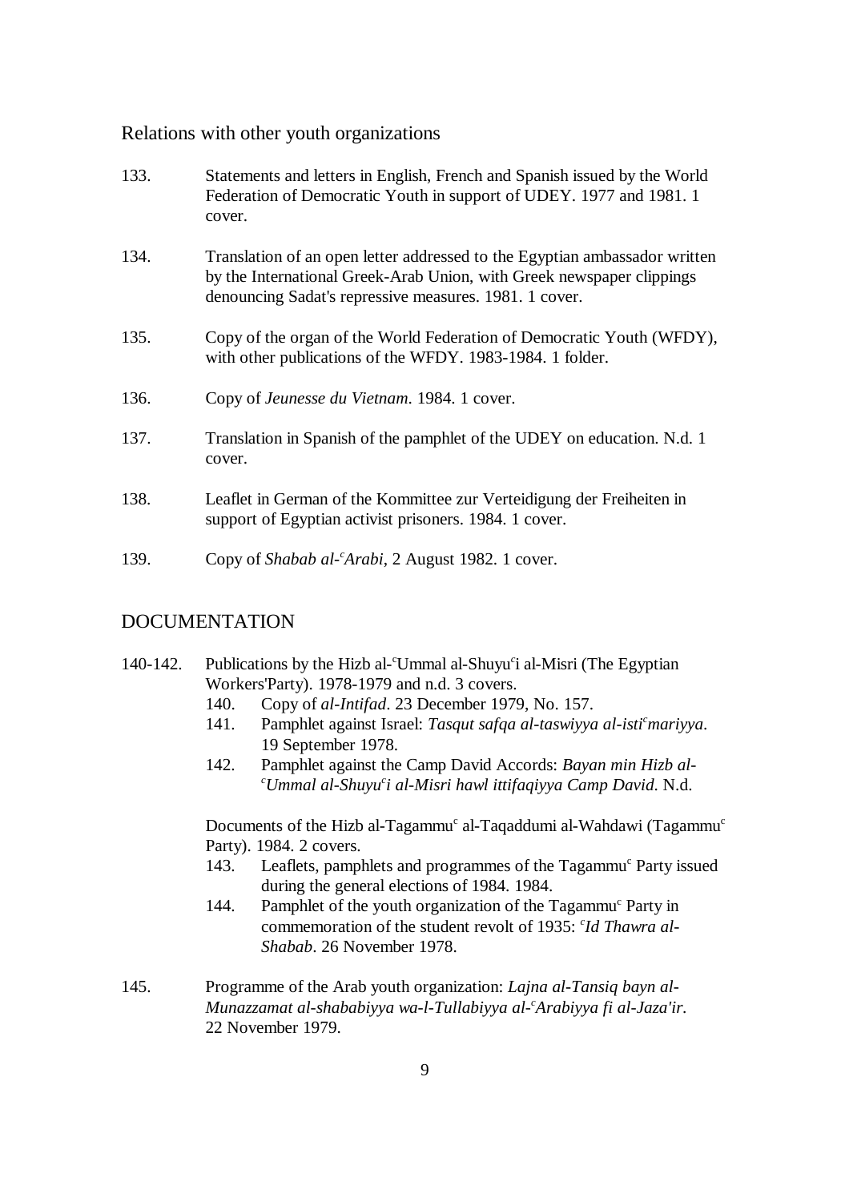## Relations with other youth organizations

133. Statements and letters in English, French and Spanish issued by the World Federation of Democratic Youth in support of UDEY. 1977 and 1981. 1 cover.

134. Translation of an open letter addressed to the Egyptian ambassador written by the International Greek-Arab Union, with Greek newspaper clippings denouncing Sadat's repressive measures. 1981. 1 cover.

135. Copy of the organ of the World Federation of Democratic Youth (WFDY), with other publications of the WFDY. 1983-1984. 1 folder.

136. Copy of *Jeunesse du Vietnam*. 1984. 1 cover.

137. Translation in Spanish of the pamphlet of the UDEY on education. N.d. 1 cover.

138. Leaflet in German of the Kommittee zur Verteidigung der Freiheiten in support of Egyptian activist prisoners. 1984. 1 cover.

139. Copy of *Shabab al-ᶜArabi*, 2 August 1982. 1 cover.

## DOCUMENTATION

140-142. Publications by the Hizb al-ᶜUmmal al-Shuyuᶜi al-Misri (The Egyptian Workers'Party). 1978-1979 and n.d. 3 covers.

- 140. Copy of *al-Intifad*. 23 December 1979, No. 157.
- 141. Pamphlet against Israel: *Tasqut safqa al-taswiyya al-istiᶜmariyya*. 19 September 1978.
- 142. Pamphlet against the Camp David Accords: *Bayan min Hizb al-ᶜUmmal al-Shuyuᶜi al-Misri hawl ittifaqiyya Camp David*. N.d.

Documents of the Hizb al-Tagammuᶜ al-Taqaddumi al-Wahdawi (Tagammuᶜ Party). 1984. 2 covers.

- 143. Leaflets, pamphlets and programmes of the Tagammuᶜ Party issued during the general elections of 1984. 1984.
- 144. Pamphlet of the youth organization of the Tagammuᶜ Party in commemoration of the student revolt of 1935: *ᶜId Thawra al-Shabab*. 26 November 1978.

145. Programme of the Arab youth organization: *Lajna al-Tansiq bayn al-Munazzamat al-shababiyya wa-l-Tullabiyya al-ᶜArabiyya fi al-Jaza'ir*. 22 November 1979.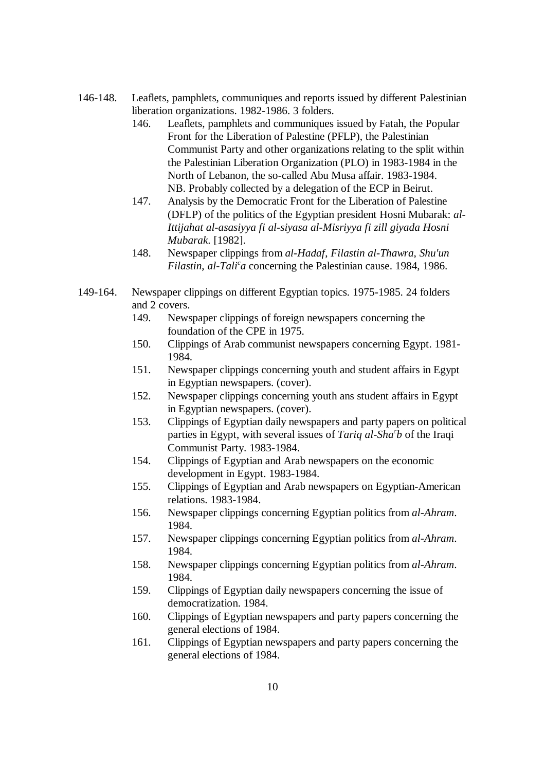146-148. Leaflets, pamphlets, communiques and reports issued by different Palestinian liberation organizations. 1982-1986. 3 folders.

- 146. Leaflets, pamphlets and communiques issued by Fatah, the Popular Front for the Liberation of Palestine (PFLP), the Palestinian Communist Party and other organizations relating to the split within the Palestinian Liberation Organization (PLO) in 1983-1984 in the North of Lebanon, the so-called Abu Musa affair. 1983-1984. NB. Probably collected by a delegation of the ECP in Beirut.
- 147. Analysis by the Democratic Front for the Liberation of Palestine (DFLP) of the politics of the Egyptian president Hosni Mubarak: *al-Ittijahat al-asasiyya fi al-siyasa al-Misriyya fi zill giyada Hosni Mubarak*. [1982].
- 148. Newspaper clippings from *al-Hadaf*, *Filastin al-Thawra*, *Shu'un Filastin*, *al-Taliᶜa* concerning the Palestinian cause. 1984, 1986.

149-164. Newspaper clippings on different Egyptian topics. 1975-1985. 24 folders and 2 covers.

- 149. Newspaper clippings of foreign newspapers concerning the foundation of the CPE in 1975.
- 150. Clippings of Arab communist newspapers concerning Egypt. 1981-1984.
- 151. Newspaper clippings concerning youth and student affairs in Egypt in Egyptian newspapers. (cover).
- 152. Newspaper clippings concerning youth ans student affairs in Egypt in Egyptian newspapers. (cover).
- 153. Clippings of Egyptian daily newspapers and party papers on political parties in Egypt, with several issues of *Tariq al-Shaᶜb* of the Iraqi Communist Party. 1983-1984.
- 154. Clippings of Egyptian and Arab newspapers on the economic development in Egypt. 1983-1984.
- 155. Clippings of Egyptian and Arab newspapers on Egyptian-American relations. 1983-1984.
- 156. Newspaper clippings concerning Egyptian politics from *al-Ahram*. 1984.
- 157. Newspaper clippings concerning Egyptian politics from *al-Ahram*. 1984.
- 158. Newspaper clippings concerning Egyptian politics from *al-Ahram*. 1984.
- 159. Clippings of Egyptian daily newspapers concerning the issue of democratization. 1984.
- 160. Clippings of Egyptian newspapers and party papers concerning the general elections of 1984.
- 161. Clippings of Egyptian newspapers and party papers concerning the general elections of 1984.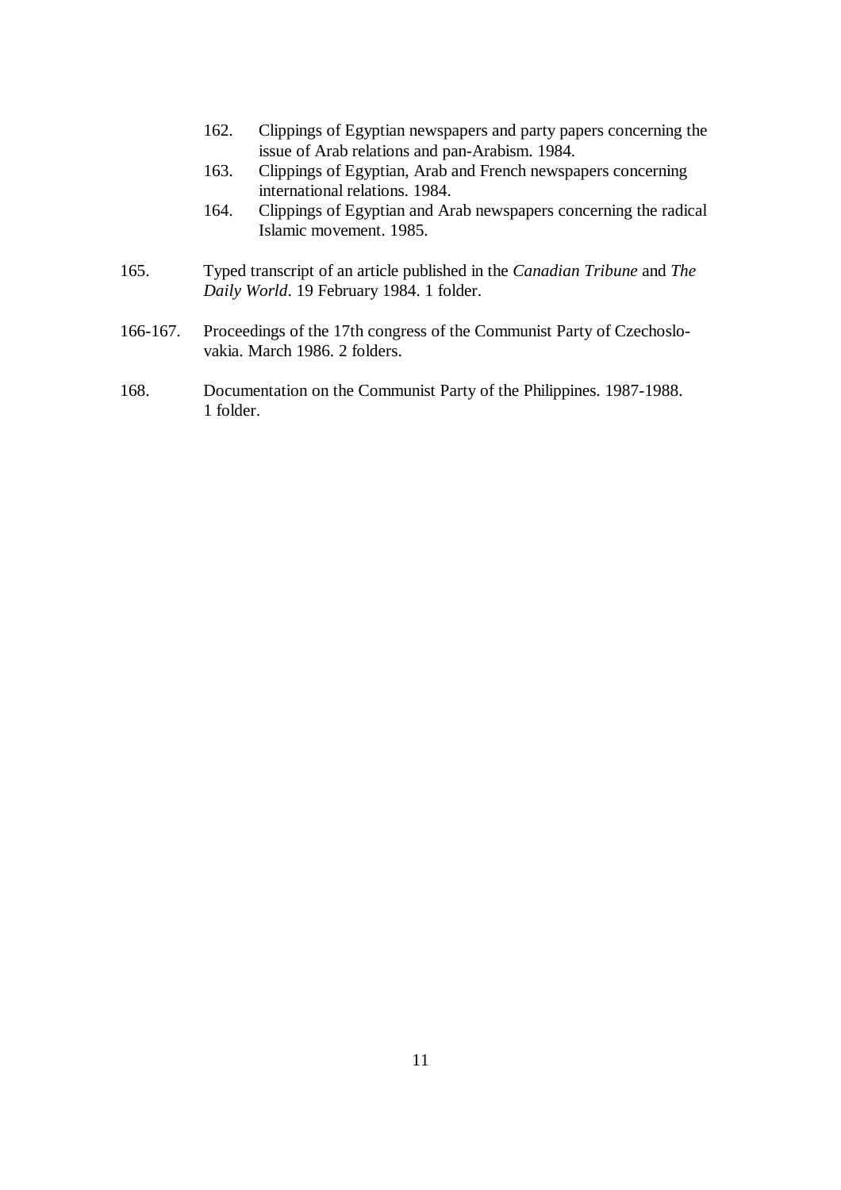162. Clippings of Egyptian newspapers and party papers concerning the issue of Arab relations and pan-Arabism. 1984.
163. Clippings of Egyptian, Arab and French newspapers concerning international relations. 1984.
164. Clippings of Egyptian and Arab newspapers concerning the radical Islamic movement. 1985.

165. Typed transcript of an article published in the *Canadian Tribune* and *The Daily World*. 19 February 1984. 1 folder.

166-167. Proceedings of the 17th congress of the Communist Party of Czechoslovakia. March 1986. 2 folders.

168. Documentation on the Communist Party of the Philippines. 1987-1988. 1 folder.